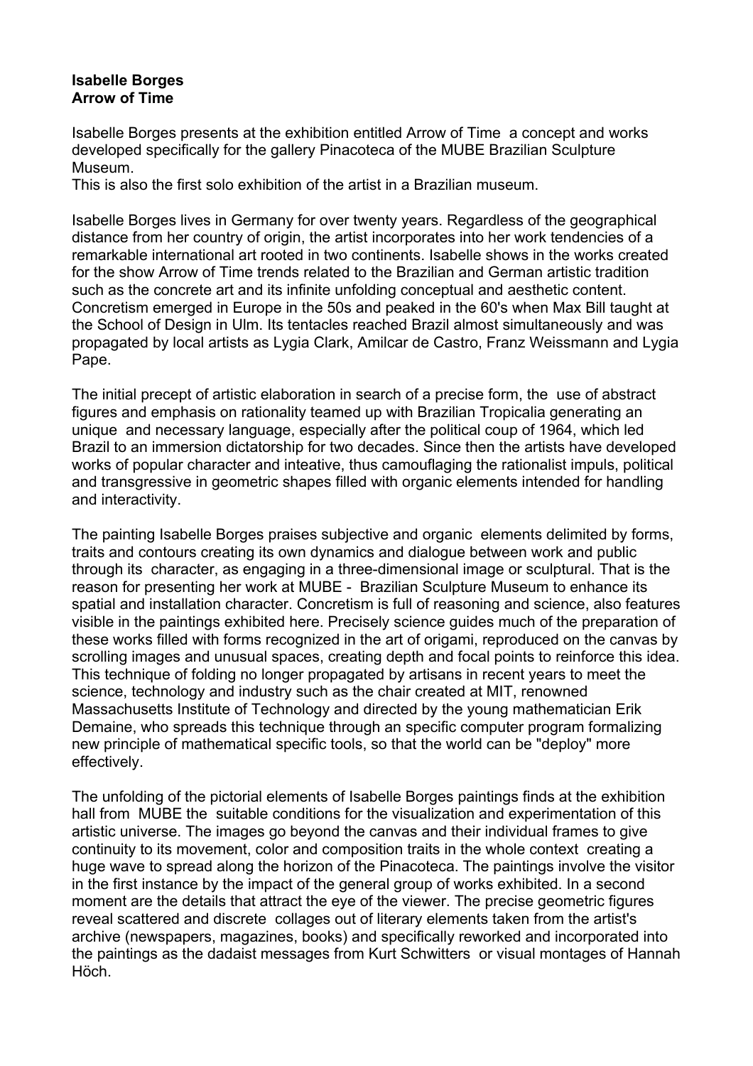**Isabelle Borges**
**Arrow of Time**

Isabelle Borges presents at the exhibition entitled Arrow of Time a concept and works developed specifically for the gallery Pinacoteca of the MUBE Brazilian Sculpture Museum.
This is also the first solo exhibition of the artist in a Brazilian museum.

Isabelle Borges lives in Germany for over twenty years. Regardless of the geographical distance from her country of origin, the artist incorporates into her work tendencies of a remarkable international art rooted in two continents. Isabelle shows in the works created for the show Arrow of Time trends related to the Brazilian and German artistic tradition such as the concrete art and its infinite unfolding conceptual and aesthetic content. Concretism emerged in Europe in the 50s and peaked in the 60's when Max Bill taught at the School of Design in Ulm. Its tentacles reached Brazil almost simultaneously and was propagated by local artists as Lygia Clark, Amilcar de Castro, Franz Weissmann and Lygia Pape.

The initial precept of artistic elaboration in search of a precise form, the use of abstract figures and emphasis on rationality teamed up with Brazilian Tropicalia generating an unique and necessary language, especially after the political coup of 1964, which led Brazil to an immersion dictatorship for two decades. Since then the artists have developed works of popular character and inteative, thus camouflaging the rationalist impuls, political and transgressive in geometric shapes filled with organic elements intended for handling and interactivity.

The painting Isabelle Borges praises subjective and organic elements delimited by forms, traits and contours creating its own dynamics and dialogue between work and public through its character, as engaging in a three-dimensional image or sculptural. That is the reason for presenting her work at MUBE - Brazilian Sculpture Museum to enhance its spatial and installation character. Concretism is full of reasoning and science, also features visible in the paintings exhibited here. Precisely science guides much of the preparation of these works filled with forms recognized in the art of origami, reproduced on the canvas by scrolling images and unusual spaces, creating depth and focal points to reinforce this idea. This technique of folding no longer propagated by artisans in recent years to meet the science, technology and industry such as the chair created at MIT, renowned Massachusetts Institute of Technology and directed by the young mathematician Erik Demaine, who spreads this technique through an specific computer program formalizing new principle of mathematical specific tools, so that the world can be "deploy" more effectively.

The unfolding of the pictorial elements of Isabelle Borges paintings finds at the exhibition hall from MUBE the suitable conditions for the visualization and experimentation of this artistic universe. The images go beyond the canvas and their individual frames to give continuity to its movement, color and composition traits in the whole context creating a huge wave to spread along the horizon of the Pinacoteca. The paintings involve the visitor in the first instance by the impact of the general group of works exhibited. In a second moment are the details that attract the eye of the viewer. The precise geometric figures reveal scattered and discrete collages out of literary elements taken from the artist's archive (newspapers, magazines, books) and specifically reworked and incorporated into the paintings as the dadaist messages from Kurt Schwitters or visual montages of Hannah Höch.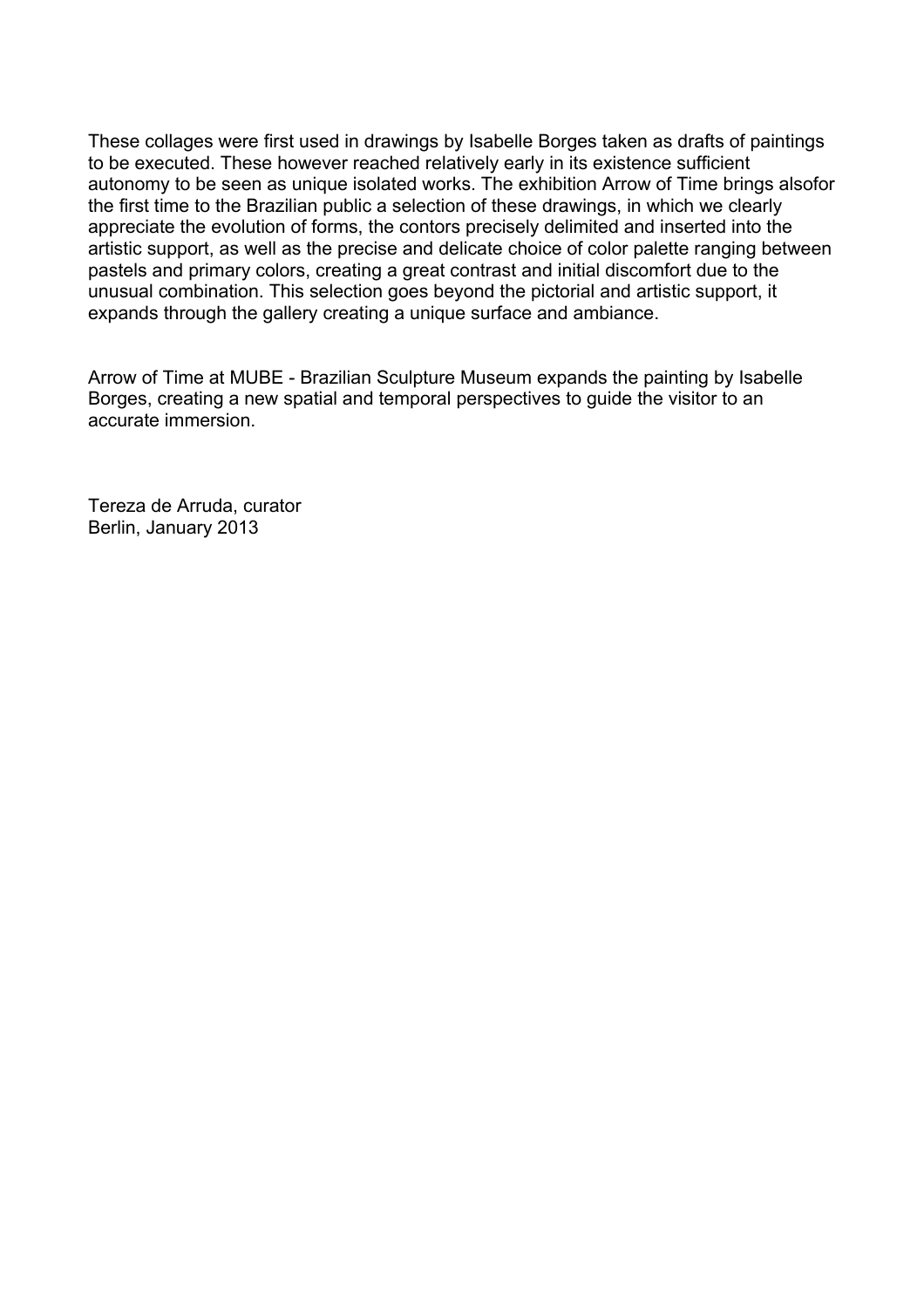These collages were first used in drawings by Isabelle Borges taken as drafts of paintings to be executed. These however reached relatively early in its existence sufficient autonomy to be seen as unique isolated works. The exhibition Arrow of Time brings alsofor the first time to the Brazilian public a selection of these drawings, in which we clearly appreciate the evolution of forms, the contors precisely delimited and inserted into the artistic support, as well as the precise and delicate choice of color palette ranging between pastels and primary colors, creating a great contrast and initial discomfort due to the unusual combination. This selection goes beyond the pictorial and artistic support, it expands through the gallery creating a unique surface and ambiance.

Arrow of Time at MUBE - Brazilian Sculpture Museum expands the painting by Isabelle Borges, creating a new spatial and temporal perspectives to guide the visitor to an accurate immersion.

Tereza de Arruda, curator
Berlin, January 2013